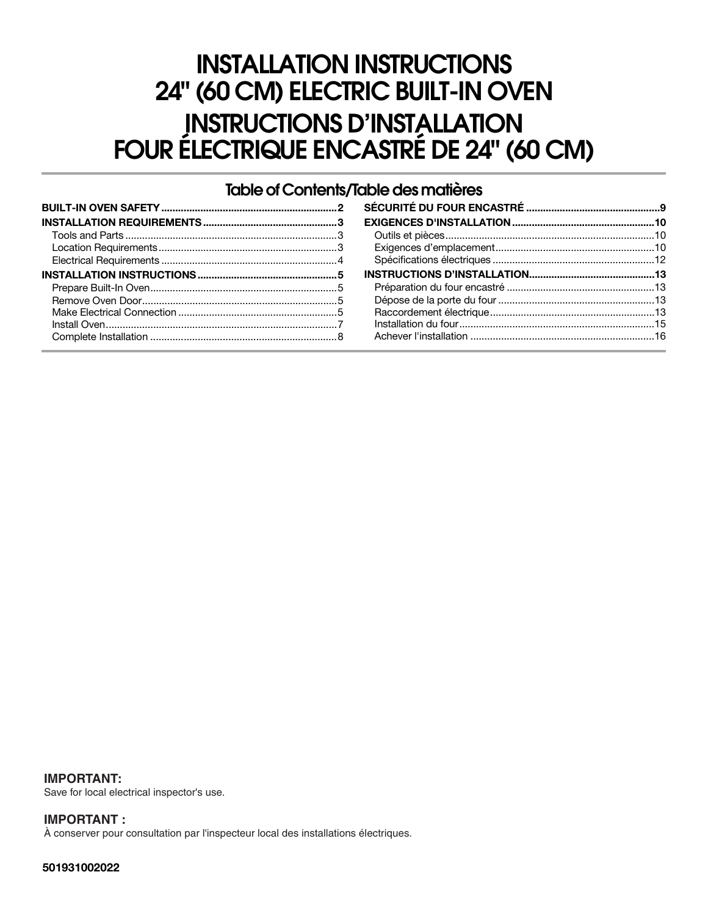# INSTALLATION INSTRUCTIONS
# 24" (60 CM) ELECTRIC BUILT-IN OVEN

# INSTRUCTIONS D'INSTALLATION
# FOUR ÉLECTRIQUE ENCASTRÉ DE 24" (60 CM)

## Table of Contents/Table des matières

**BUILT-IN OVEN SAFETY** ....................................................... 2

**INSTALLATION REQUIREMENTS** ........................................ 3

- Tools and Parts ........................................................................ 3
- Location Requirements ............................................................ 3
- Electrical Requirements ........................................................... 4

**INSTALLATION INSTRUCTIONS** ........................................... 5

- Prepare Built-In Oven ............................................................... 5
- Remove Oven Door ................................................................... 5
- Make Electrical Connection ...................................................... 5
- Install Oven ............................................................................... 7
- Complete Installation ............................................................... 8

**SÉCURITÉ DU FOUR ENCASTRÉ** ........................................... 9

**EXIGENCES D'INSTALLATION** ............................................. 10

- Outils et pièces ....................................................................... 10
- Exigences d'emplacement ....................................................... 10
- Spécifications électriques ....................................................... 12

**INSTRUCTIONS D'INSTALLATION** ....................................... 13

- Préparation du four encastré .................................................. 13
- Dépose de la porte du four ..................................................... 13
- Raccordement électrique ........................................................ 13
- Installation du four .................................................................. 15
- Achever l'installation ............................................................... 16

**IMPORTANT:**
Save for local electrical inspector's use.

**IMPORTANT :**
À conserver pour consultation par l'inspecteur local des installations électriques.

**501931002022**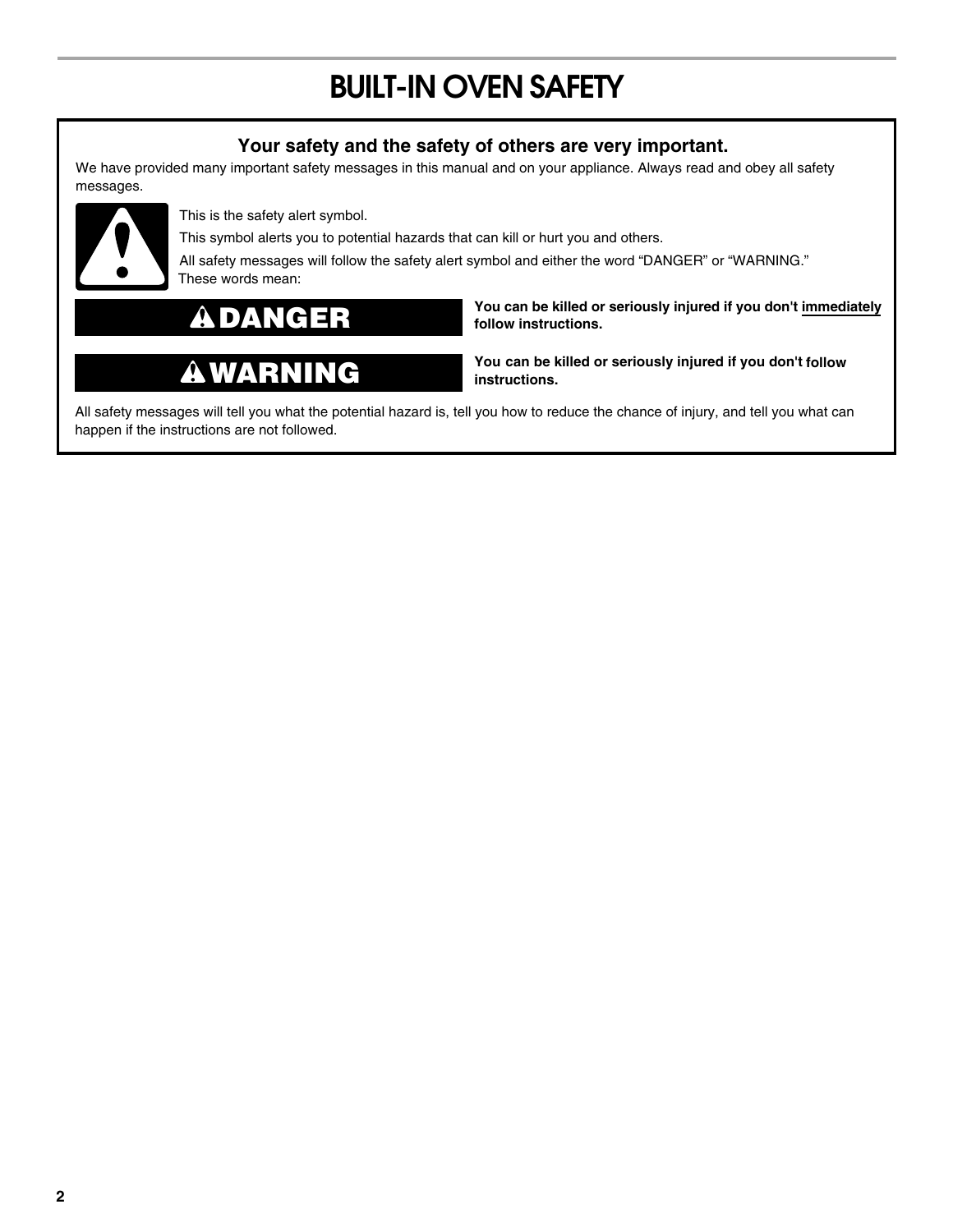# BUILT-IN OVEN SAFETY

**Your safety and the safety of others are very important.**

We have provided many important safety messages in this manual and on your appliance. Always read and obey all safety messages.

This is the safety alert symbol.

This symbol alerts you to potential hazards that can kill or hurt you and others.

All safety messages will follow the safety alert symbol and either the word "DANGER" or "WARNING." These words mean:

| | |
|---|---|
| **⚠DANGER** | **You can be killed or seriously injured if you don't immediately follow instructions.** |
| **⚠WARNING** | **You can be killed or seriously injured if you don't follow instructions.** |

All safety messages will tell you what the potential hazard is, tell you how to reduce the chance of injury, and tell you what can happen if the instructions are not followed.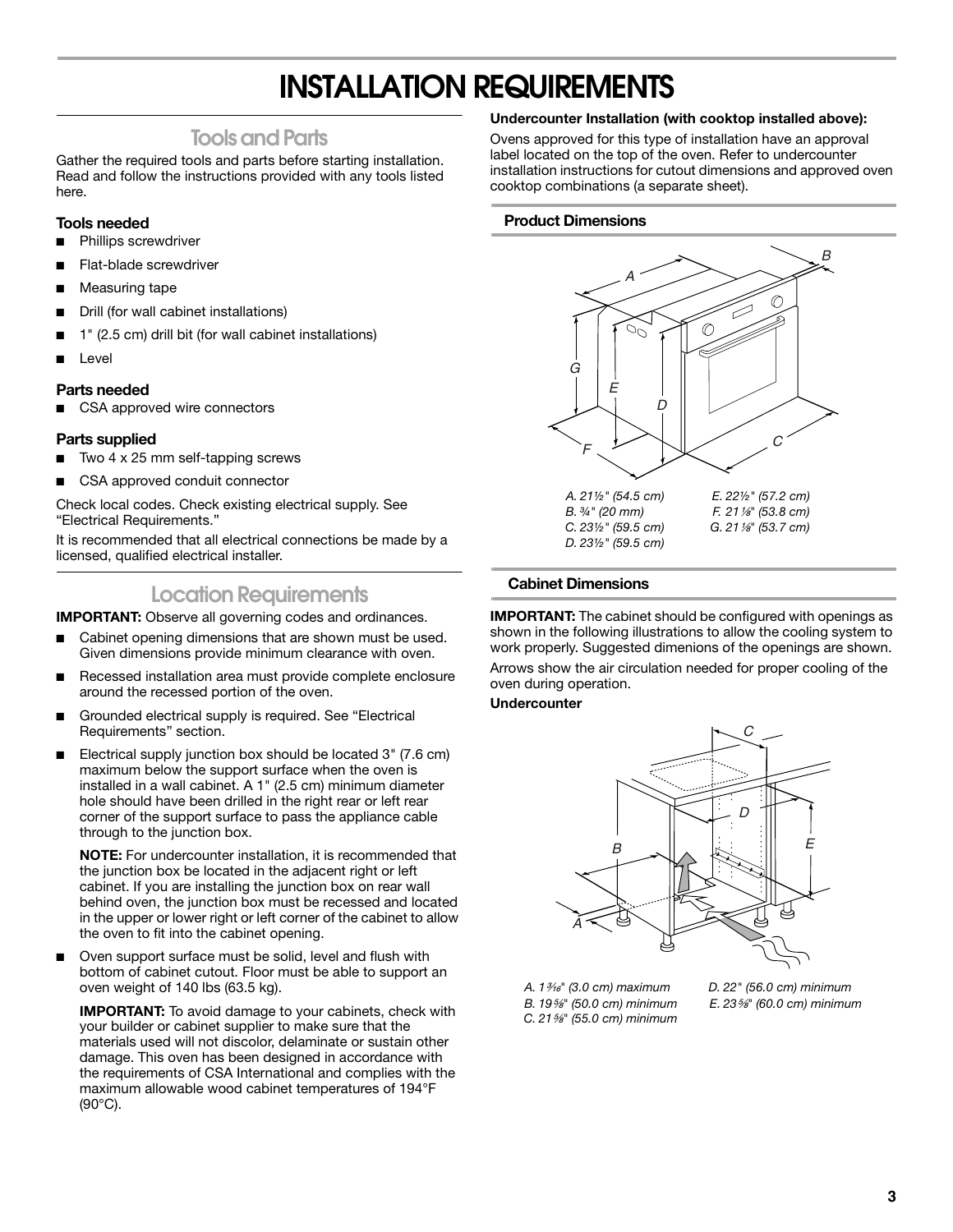# INSTALLATION REQUIREMENTS

## Tools and Parts

Gather the required tools and parts before starting installation. Read and follow the instructions provided with any tools listed here.

### Tools needed

- Phillips screwdriver
- Flat-blade screwdriver
- Measuring tape
- Drill (for wall cabinet installations)
- 1" (2.5 cm) drill bit (for wall cabinet installations)
- Level

### Parts needed

- CSA approved wire connectors

### Parts supplied

- Two 4 x 25 mm self-tapping screws
- CSA approved conduit connector

Check local codes. Check existing electrical supply. See "Electrical Requirements."

It is recommended that all electrical connections be made by a licensed, qualified electrical installer.

## Location Requirements

**IMPORTANT:** Observe all governing codes and ordinances.

- Cabinet opening dimensions that are shown must be used. Given dimensions provide minimum clearance with oven.
- Recessed installation area must provide complete enclosure around the recessed portion of the oven.
- Grounded electrical supply is required. See "Electrical Requirements" section.
- Electrical supply junction box should be located 3" (7.6 cm) maximum below the support surface when the oven is installed in a wall cabinet. A 1" (2.5 cm) minimum diameter hole should have been drilled in the right rear or left rear corner of the support surface to pass the appliance cable through to the junction box.

  **NOTE:** For undercounter installation, it is recommended that the junction box be located in the adjacent right or left cabinet. If you are installing the junction box on rear wall behind oven, the junction box must be recessed and located in the upper or lower right or left corner of the cabinet to allow the oven to fit into the cabinet opening.

- Oven support surface must be solid, level and flush with bottom of cabinet cutout. Floor must be able to support an oven weight of 140 lbs (63.5 kg).

  **IMPORTANT:** To avoid damage to your cabinets, check with your builder or cabinet supplier to make sure that the materials used will not discolor, delaminate or sustain other damage. This oven has been designed in accordance with the requirements of CSA International and complies with the maximum allowable wood cabinet temperatures of 194°F (90°C).

**Undercounter Installation (with cooktop installed above):**

Ovens approved for this type of installation have an approval label located on the top of the oven. Refer to undercounter installation instructions for cutout dimensions and approved oven cooktop combinations (a separate sheet).

### Product Dimensions

*A. 21½" (54.5 cm)*
*B. ¾" (20 mm)*
*C. 23½" (59.5 cm)*
*D. 23½" (59.5 cm)*
*E. 22½" (57.2 cm)*
*F. 21⅛" (53.8 cm)*
*G. 21⅛" (53.7 cm)*

### Cabinet Dimensions

**IMPORTANT:** The cabinet should be configured with openings as shown in the following illustrations to allow the cooling system to work properly. Suggested dimenions of the openings are shown.

Arrows show the air circulation needed for proper cooling of the oven during operation.

**Undercounter**

*A. 1³⁄₁₆" (3.0 cm) maximum*
*B. 19⅝" (50.0 cm) minimum*
*C. 21⅝" (55.0 cm) minimum*
*D. 22" (56.0 cm) minimum*
*E. 23⅝" (60.0 cm) minimum*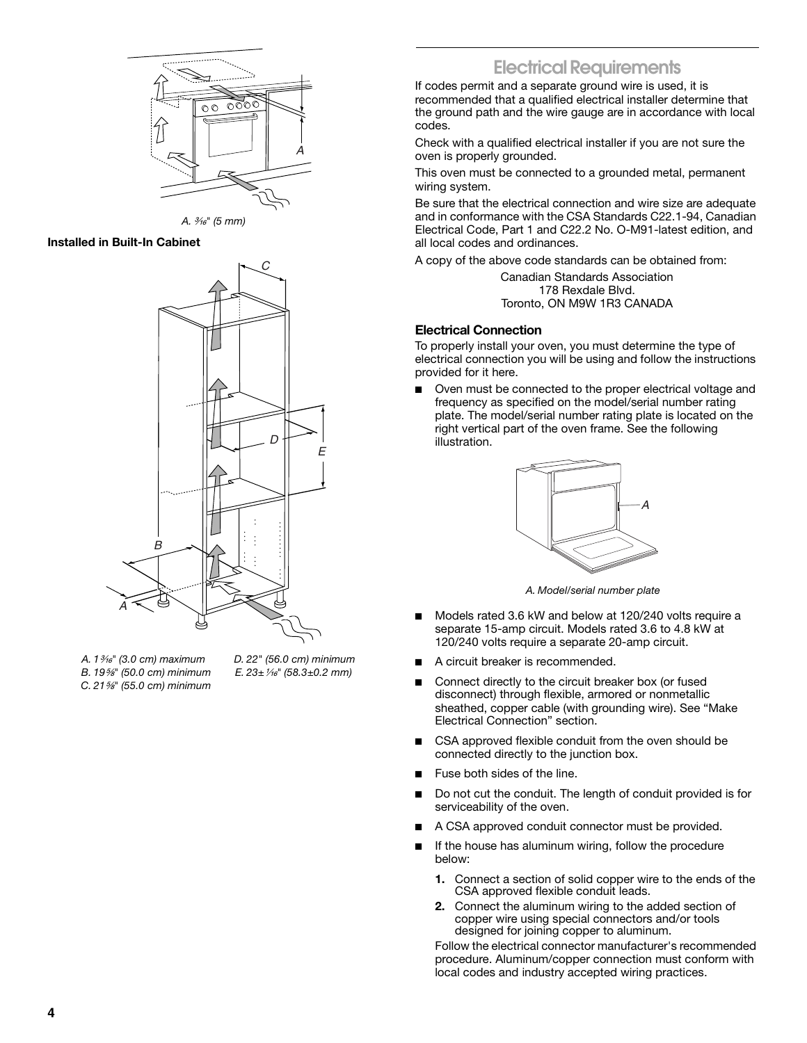A. 3⁄16" (5 mm)

**Installed in Built-In Cabinet**

A. 1 3⁄16" (3.0 cm) maximum
B. 19 5⁄8" (50.0 cm) minimum
C. 21 5⁄8" (55.0 cm) minimum
D. 22" (56.0 cm) minimum
E. 23± 1⁄16" (58.3±0.2 mm)

## Electrical Requirements

If codes permit and a separate ground wire is used, it is recommended that a qualified electrical installer determine that the ground path and the wire gauge are in accordance with local codes.

Check with a qualified electrical installer if you are not sure the oven is properly grounded.

This oven must be connected to a grounded metal, permanent wiring system.

Be sure that the electrical connection and wire size are adequate and in conformance with the CSA Standards C22.1-94, Canadian Electrical Code, Part 1 and C22.2 No. O-M91-latest edition, and all local codes and ordinances.

A copy of the above code standards can be obtained from:

Canadian Standards Association
178 Rexdale Blvd.
Toronto, ON M9W 1R3 CANADA

### Electrical Connection

To properly install your oven, you must determine the type of electrical connection you will be using and follow the instructions provided for it here.

- Oven must be connected to the proper electrical voltage and frequency as specified on the model/serial number rating plate. The model/serial number rating plate is located on the right vertical part of the oven frame. See the following illustration.

A. Model/serial number plate

- Models rated 3.6 kW and below at 120/240 volts require a separate 15-amp circuit. Models rated 3.6 to 4.8 kW at 120/240 volts require a separate 20-amp circuit.
- A circuit breaker is recommended.
- Connect directly to the circuit breaker box (or fused disconnect) through flexible, armored or nonmetallic sheathed, copper cable (with grounding wire). See "Make Electrical Connection" section.
- CSA approved flexible conduit from the oven should be connected directly to the junction box.
- Fuse both sides of the line.
- Do not cut the conduit. The length of conduit provided is for serviceability of the oven.
- A CSA approved conduit connector must be provided.
- If the house has aluminum wiring, follow the procedure below:
  1. Connect a section of solid copper wire to the ends of the CSA approved flexible conduit leads.
  2. Connect the aluminum wiring to the added section of copper wire using special connectors and/or tools designed for joining copper to aluminum.

  Follow the electrical connector manufacturer's recommended procedure. Aluminum/copper connection must conform with local codes and industry accepted wiring practices.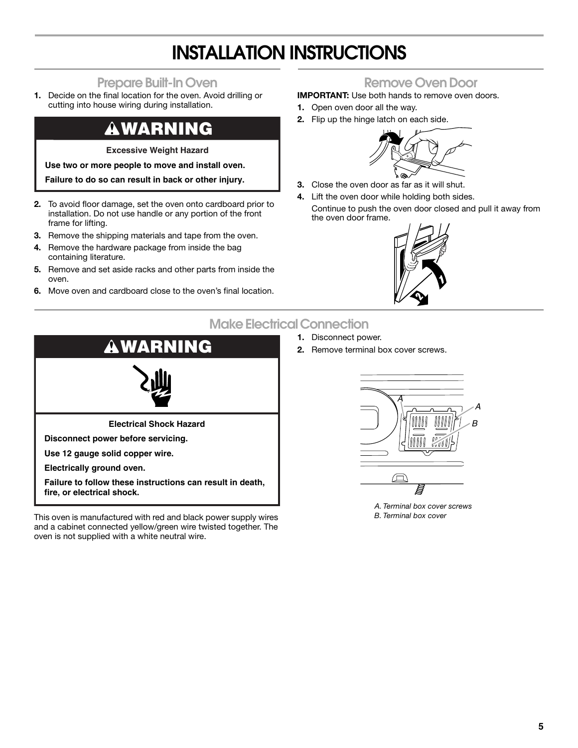# INSTALLATION INSTRUCTIONS

## Prepare Built-In Oven

1. Decide on the final location for the oven. Avoid drilling or cutting into house wiring during installation.

> **⚠WARNING**
>
> **Excessive Weight Hazard**
>
> **Use two or more people to move and install oven.**
>
> **Failure to do so can result in back or other injury.**

2. To avoid floor damage, set the oven onto cardboard prior to installation. Do not use handle or any portion of the front frame for lifting.
3. Remove the shipping materials and tape from the oven.
4. Remove the hardware package from inside the bag containing literature.
5. Remove and set aside racks and other parts from inside the oven.
6. Move oven and cardboard close to the oven's final location.

## Remove Oven Door

**IMPORTANT:** Use both hands to remove oven doors.

1. Open oven door all the way.
2. Flip up the hinge latch on each side.
3. Close the oven door as far as it will shut.
4. Lift the oven door while holding both sides.

   Continue to push the oven door closed and pull it away from the oven door frame.

## Make Electrical Connection

> **⚠WARNING**
>
> **Electrical Shock Hazard**
>
> **Disconnect power before servicing.**
>
> **Use 12 gauge solid copper wire.**
>
> **Electrically ground oven.**
>
> **Failure to follow these instructions can result in death, fire, or electrical shock.**

This oven is manufactured with red and black power supply wires and a cabinet connected yellow/green wire twisted together. The oven is not supplied with a white neutral wire.

1. Disconnect power.
2. Remove terminal box cover screws.

*A. Terminal box cover screws*
*B. Terminal box cover*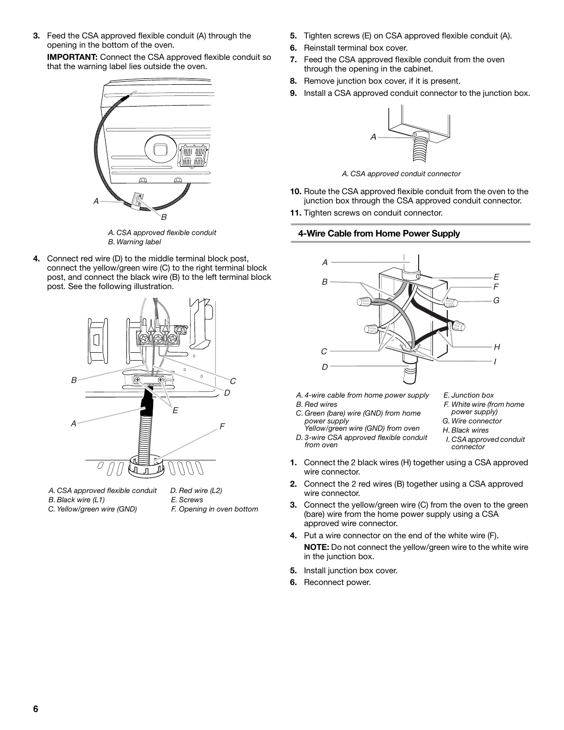3. Feed the CSA approved flexible conduit (A) through the opening in the bottom of the oven.

   **IMPORTANT:** Connect the CSA approved flexible conduit so that the warning label lies outside the oven.

   *A. CSA approved flexible conduit*
   *B. Warning label*

4. Connect red wire (D) to the middle terminal block post, connect the yellow/green wire (C) to the right terminal block post, and connect the black wire (B) to the left terminal block post. See the following illustration.

   *A. CSA approved flexible conduit*
   *B. Black wire (L1)*
   *C. Yellow/green wire (GND)*
   *D. Red wire (L2)*
   *E. Screws*
   *F. Opening in oven bottom*

5. Tighten screws (E) on CSA approved flexible conduit (A).
6. Reinstall terminal box cover.
7. Feed the CSA approved flexible conduit from the oven through the opening in the cabinet.
8. Remove junction box cover, if it is present.
9. Install a CSA approved conduit connector to the junction box.

   *A. CSA approved conduit connector*

10. Route the CSA approved flexible conduit from the oven to the junction box through the CSA approved conduit connector.
11. Tighten screws on conduit connector.

### 4-Wire Cable from Home Power Supply

*A. 4-wire cable from home power supply*
*B. Red wires*
*C. Green (bare) wire (GND) from home power supply*
*Yellow/green wire (GND) from oven*
*D. 3-wire CSA approved flexible conduit from oven*
*E. Junction box*
*F. White wire (from home power supply)*
*G. Wire connector*
*H. Black wires*
*I. CSA approved conduit connector*

1. Connect the 2 black wires (H) together using a CSA approved wire connector.
2. Connect the 2 red wires (B) together using a CSA approved wire connector.
3. Connect the yellow/green wire (C) from the oven to the green (bare) wire from the home power supply using a CSA approved wire connector.
4. Put a wire connector on the end of the white wire (F).

   **NOTE:** Do not connect the yellow/green wire to the white wire in the junction box.

5. Install junction box cover.
6. Reconnect power.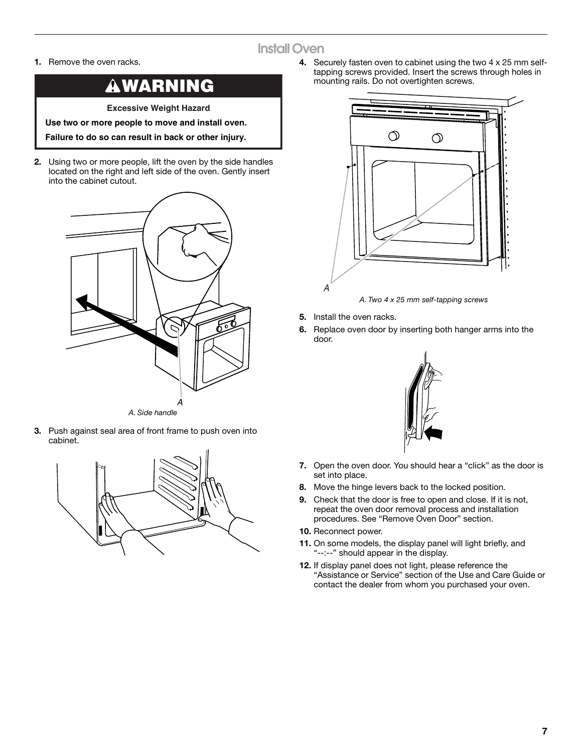## Install Oven

1. Remove the oven racks.

**⚠WARNING**

**Excessive Weight Hazard**

**Use two or more people to move and install oven.**

**Failure to do so can result in back or other injury.**

2. Using two or more people, lift the oven by the side handles located on the right and left side of the oven. Gently insert into the cabinet cutout.

A

*A. Side handle*

3. Push against seal area of front frame to push oven into cabinet.

4. Securely fasten oven to cabinet using the two 4 x 25 mm self-tapping screws provided. Insert the screws through holes in mounting rails. Do not overtighten screws.

A

*A. Two 4 x 25 mm self-tapping screws*

5. Install the oven racks.
6. Replace oven door by inserting both hanger arms into the door.
7. Open the oven door. You should hear a "click" as the door is set into place.
8. Move the hinge levers back to the locked position.
9. Check that the door is free to open and close. If it is not, repeat the oven door removal process and installation procedures. See "Remove Oven Door" section.
10. Reconnect power.
11. On some models, the display panel will light briefly, and "--:--" should appear in the display.
12. If display panel does not light, please reference the "Assistance or Service" section of the Use and Care Guide or contact the dealer from whom you purchased your oven.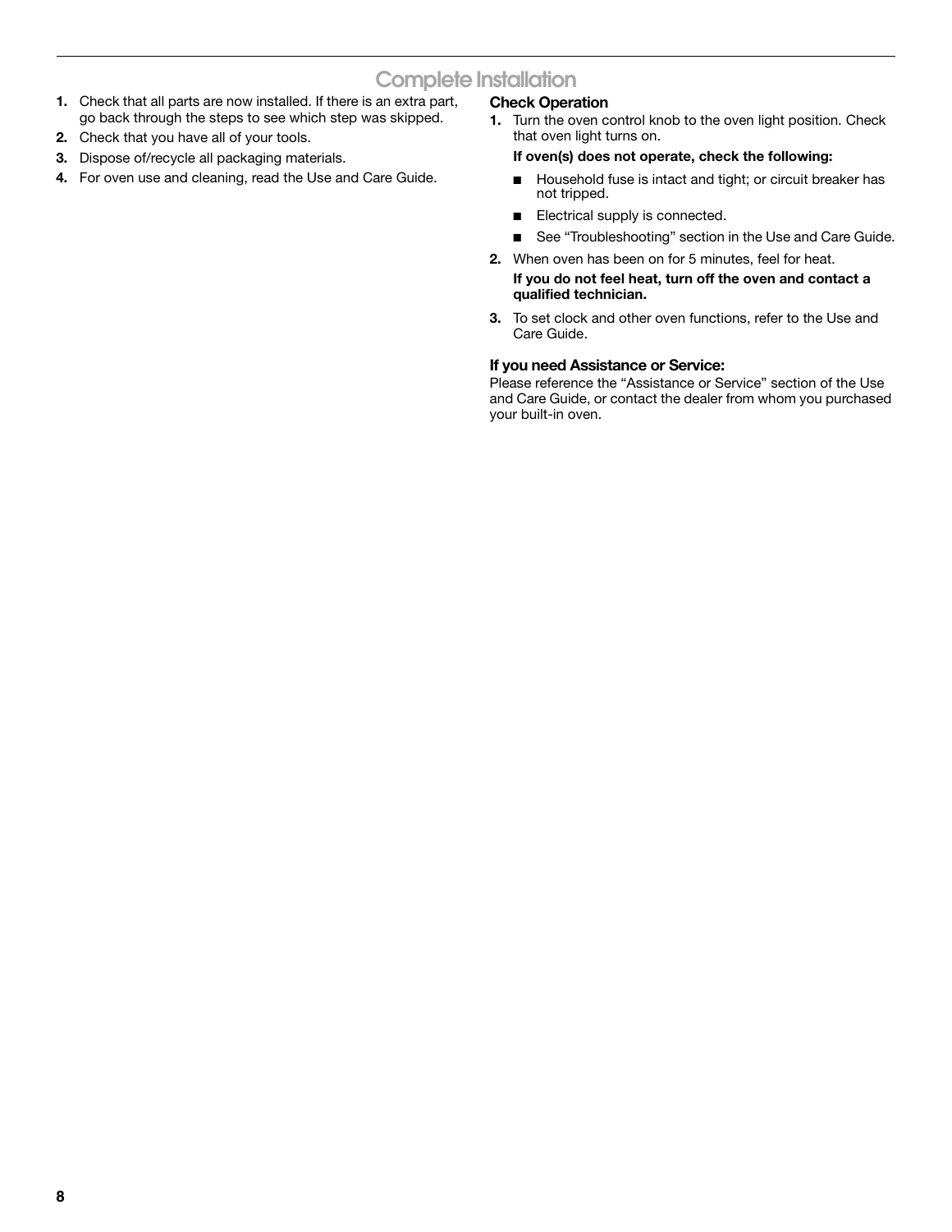# Complete Installation

1. Check that all parts are now installed. If there is an extra part, go back through the steps to see which step was skipped.
2. Check that you have all of your tools.
3. Dispose of/recycle all packaging materials.
4. For oven use and cleaning, read the Use and Care Guide.

### Check Operation

1. Turn the oven control knob to the oven light position. Check that oven light turns on.

   **If oven(s) does not operate, check the following:**

   - Household fuse is intact and tight; or circuit breaker has not tripped.
   - Electrical supply is connected.
   - See "Troubleshooting" section in the Use and Care Guide.

2. When oven has been on for 5 minutes, feel for heat.

   **If you do not feel heat, turn off the oven and contact a qualified technician.**

3. To set clock and other oven functions, refer to the Use and Care Guide.

### If you need Assistance or Service:

Please reference the "Assistance or Service" section of the Use and Care Guide, or contact the dealer from whom you purchased your built-in oven.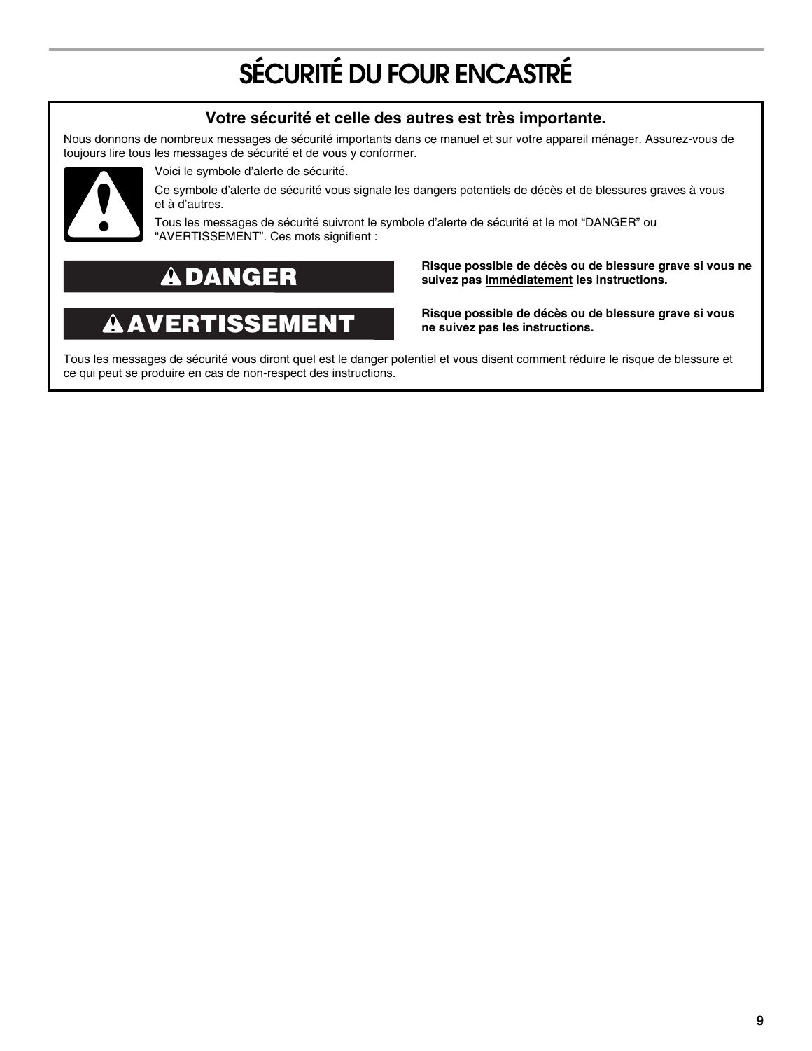# SÉCURITÉ DU FOUR ENCASTRÉ

## Votre sécurité et celle des autres est très importante.

Nous donnons de nombreux messages de sécurité importants dans ce manuel et sur votre appareil ménager. Assurez-vous de toujours lire tous les messages de sécurité et de vous y conformer.

Voici le symbole d'alerte de sécurité.

Ce symbole d'alerte de sécurité vous signale les dangers potentiels de décès et de blessures graves à vous et à d'autres.

Tous les messages de sécurité suivront le symbole d'alerte de sécurité et le mot "DANGER" ou "AVERTISSEMENT". Ces mots signifient :

**⚠ DANGER** — **Risque possible de décès ou de blessure grave si vous ne suivez pas immédiatement les instructions.**

**⚠ AVERTISSEMENT** — **Risque possible de décès ou de blessure grave si vous ne suivez pas les instructions.**

Tous les messages de sécurité vous diront quel est le danger potentiel et vous disent comment réduire le risque de blessure et ce qui peut se produire en cas de non-respect des instructions.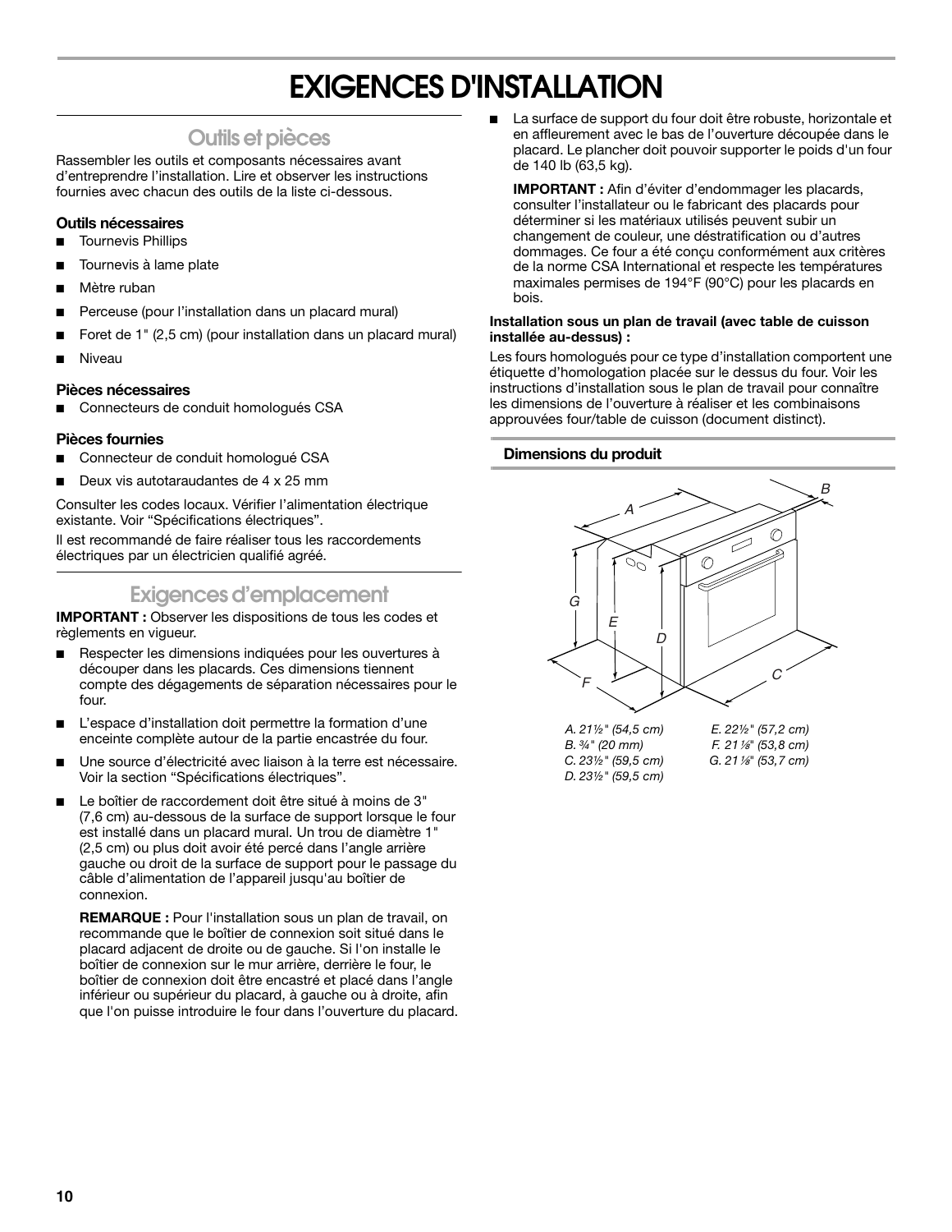# EXIGENCES D'INSTALLATION

## Outils et pièces

Rassembler les outils et composants nécessaires avant d'entreprendre l'installation. Lire et observer les instructions fournies avec chacun des outils de la liste ci-dessous.

### Outils nécessaires

- Tournevis Phillips
- Tournevis à lame plate
- Mètre ruban
- Perceuse (pour l'installation dans un placard mural)
- Foret de 1" (2,5 cm) (pour installation dans un placard mural)
- Niveau

### Pièces nécessaires

- Connecteurs de conduit homologués CSA

### Pièces fournies

- Connecteur de conduit homologué CSA
- Deux vis autotaraudantes de 4 x 25 mm

Consulter les codes locaux. Vérifier l'alimentation électrique existante. Voir "Spécifications électriques".

Il est recommandé de faire réaliser tous les raccordements électriques par un électricien qualifié agréé.

## Exigences d'emplacement

**IMPORTANT :** Observer les dispositions de tous les codes et règlements en vigueur.

- Respecter les dimensions indiquées pour les ouvertures à découper dans les placards. Ces dimensions tiennent compte des dégagements de séparation nécessaires pour le four.
- L'espace d'installation doit permettre la formation d'une enceinte complète autour de la partie encastrée du four.
- Une source d'électricité avec liaison à la terre est nécessaire. Voir la section "Spécifications électriques".
- Le boîtier de raccordement doit être situé à moins de 3" (7,6 cm) au-dessous de la surface de support lorsque le four est installé dans un placard mural. Un trou de diamètre 1" (2,5 cm) ou plus doit avoir été percé dans l'angle arrière gauche ou droit de la surface de support pour le passage du câble d'alimentation de l'appareil jusqu'au boîtier de connexion.

  **REMARQUE :** Pour l'installation sous un plan de travail, on recommande que le boîtier de connexion soit situé dans le placard adjacent de droite ou de gauche. Si l'on installe le boîtier de connexion sur le mur arrière, derrière le four, le boîtier de connexion doit être encastré et placé dans l'angle inférieur ou supérieur du placard, à gauche ou à droite, afin que l'on puisse introduire le four dans l'ouverture du placard.
- La surface de support du four doit être robuste, horizontale et en affleurement avec le bas de l'ouverture découpée dans le placard. Le plancher doit pouvoir supporter le poids d'un four de 140 lb (63,5 kg).

  **IMPORTANT :** Afin d'éviter d'endommager les placards, consulter l'installateur ou le fabricant des placards pour déterminer si les matériaux utilisés peuvent subir un changement de couleur, une déstratification ou d'autres dommages. Ce four a été conçu conformément aux critères de la norme CSA International et respecte les températures maximales permises de 194°F (90°C) pour les placards en bois.

**Installation sous un plan de travail (avec table de cuisson installée au-dessus) :**

Les fours homologués pour ce type d'installation comportent une étiquette d'homologation placée sur le dessus du four. Voir les instructions d'installation sous le plan de travail pour connaître les dimensions de l'ouverture à réaliser et les combinaisons approuvées four/table de cuisson (document distinct).

### Dimensions du produit

*A. 21½" (54,5 cm)*
*B. ¾" (20 mm)*
*C. 23½" (59,5 cm)*
*D. 23½" (59,5 cm)*
*E. 22½" (57,2 cm)*
*F. 21⅛" (53,8 cm)*
*G. 21⅛" (53,7 cm)*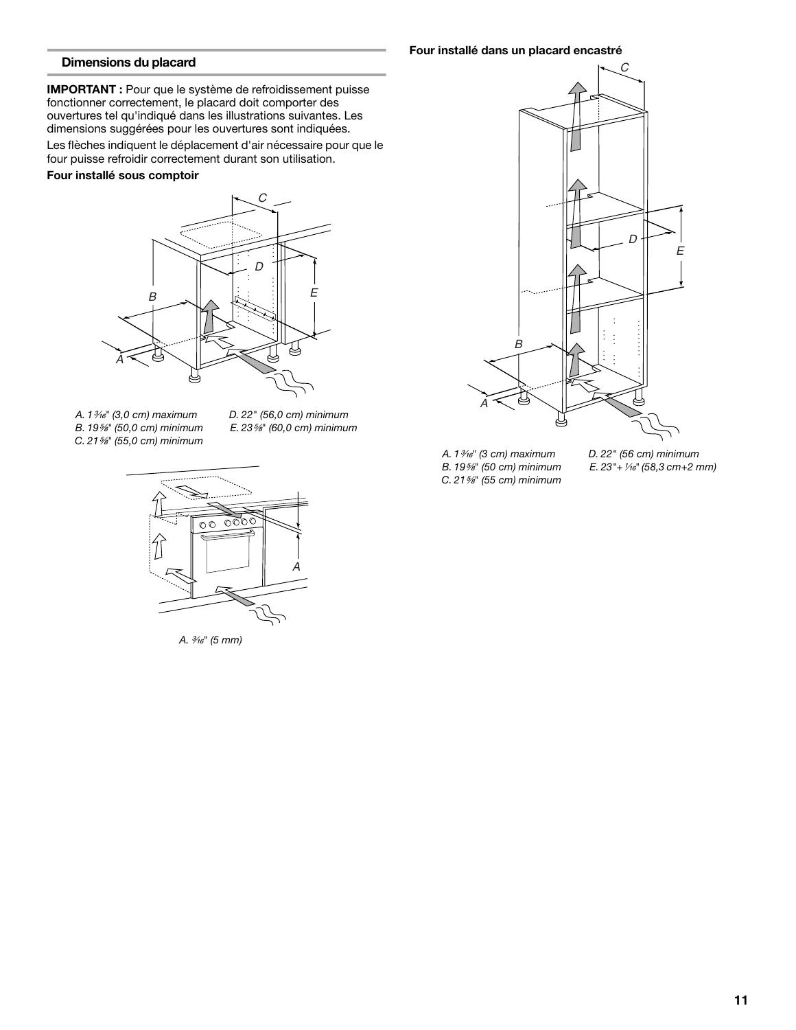## Dimensions du placard

**IMPORTANT :** Pour que le système de refroidissement puisse fonctionner correctement, le placard doit comporter des ouvertures tel qu'indiqué dans les illustrations suivantes. Les dimensions suggérées pour les ouvertures sont indiquées.

Les flèches indiquent le déplacement d'air nécessaire pour que le four puisse refroidir correctement durant son utilisation.

**Four installé sous comptoir**

*A. 1³⁄₁₆" (3,0 cm) maximum*
*B. 19⅝" (50,0 cm) minimum*
*C. 21⅝" (55,0 cm) minimum*
*D. 22" (56,0 cm) minimum*
*E. 23⅝" (60,0 cm) minimum*

*A. ³⁄₁₆" (5 mm)*

**Four installé dans un placard encastré**

*A. 1³⁄₁₆" (3 cm) maximum*
*B. 19⅝" (50 cm) minimum*
*C. 21⅝" (55 cm) minimum*
*D. 22" (56 cm) minimum*
*E. 23"+ ¹⁄₁₆" (58,3 cm+2 mm)*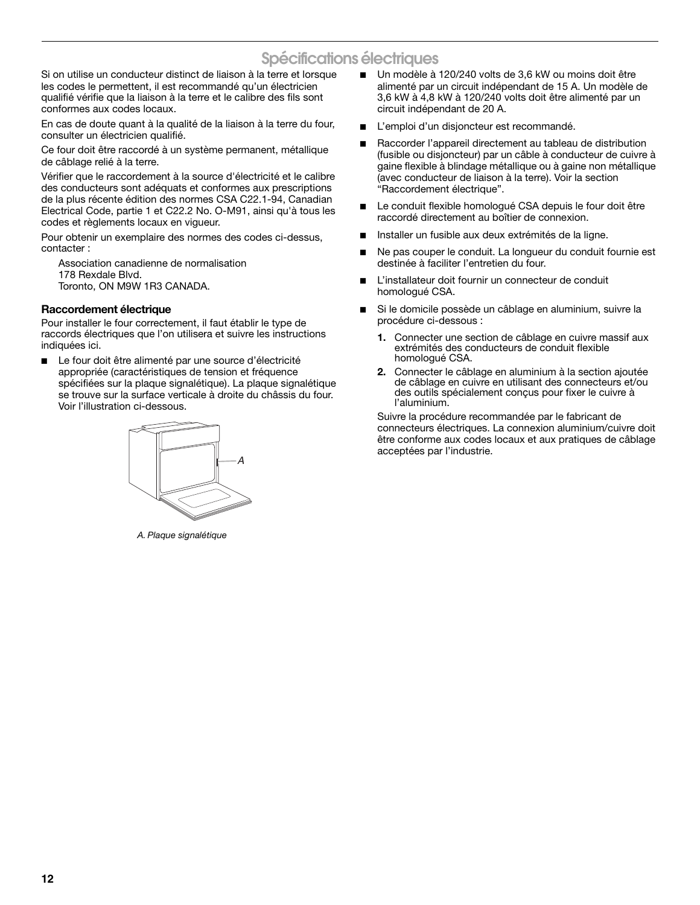# Spécifications électriques

Si on utilise un conducteur distinct de liaison à la terre et lorsque les codes le permettent, il est recommandé qu'un électricien qualifié vérifie que la liaison à la terre et le calibre des fils sont conformes aux codes locaux.

En cas de doute quant à la qualité de la liaison à la terre du four, consulter un électricien qualifié.

Ce four doit être raccordé à un système permanent, métallique de câblage relié à la terre.

Vérifier que le raccordement à la source d'électricité et le calibre des conducteurs sont adéquats et conformes aux prescriptions de la plus récente édition des normes CSA C22.1-94, Canadian Electrical Code, partie 1 et C22.2 No. O-M91, ainsi qu'à tous les codes et règlements locaux en vigueur.

Pour obtenir un exemplaire des normes des codes ci-dessus, contacter :

Association canadienne de normalisation
178 Rexdale Blvd.
Toronto, ON M9W 1R3 CANADA.

### Raccordement électrique

Pour installer le four correctement, il faut établir le type de raccords électriques que l'on utilisera et suivre les instructions indiquées ici.

- Le four doit être alimenté par une source d'électricité appropriée (caractéristiques de tension et fréquence spécifiées sur la plaque signalétique). La plaque signalétique se trouve sur la surface verticale à droite du châssis du four. Voir l'illustration ci-dessous.

*A. Plaque signalétique*

- Un modèle à 120/240 volts de 3,6 kW ou moins doit être alimenté par un circuit indépendant de 15 A. Un modèle de 3,6 kW à 4,8 kW à 120/240 volts doit être alimenté par un circuit indépendant de 20 A.
- L'emploi d'un disjoncteur est recommandé.
- Raccorder l'appareil directement au tableau de distribution (fusible ou disjoncteur) par un câble à conducteur de cuivre à gaine flexible à blindage métallique ou à gaine non métallique (avec conducteur de liaison à la terre). Voir la section "Raccordement électrique".
- Le conduit flexible homologué CSA depuis le four doit être raccordé directement au boîtier de connexion.
- Installer un fusible aux deux extrémités de la ligne.
- Ne pas couper le conduit. La longueur du conduit fournie est destinée à faciliter l'entretien du four.
- L'installateur doit fournir un connecteur de conduit homologué CSA.
- Si le domicile possède un câblage en aluminium, suivre la procédure ci-dessous :
  1. Connecter une section de câblage en cuivre massif aux extrémités des conducteurs de conduit flexible homologué CSA.
  2. Connecter le câblage en aluminium à la section ajoutée de câblage en cuivre en utilisant des connecteurs et/ou des outils spécialement conçus pour fixer le cuivre à l'aluminium.

  Suivre la procédure recommandée par le fabricant de connecteurs électriques. La connexion aluminium/cuivre doit être conforme aux codes locaux et aux pratiques de câblage acceptées par l'industrie.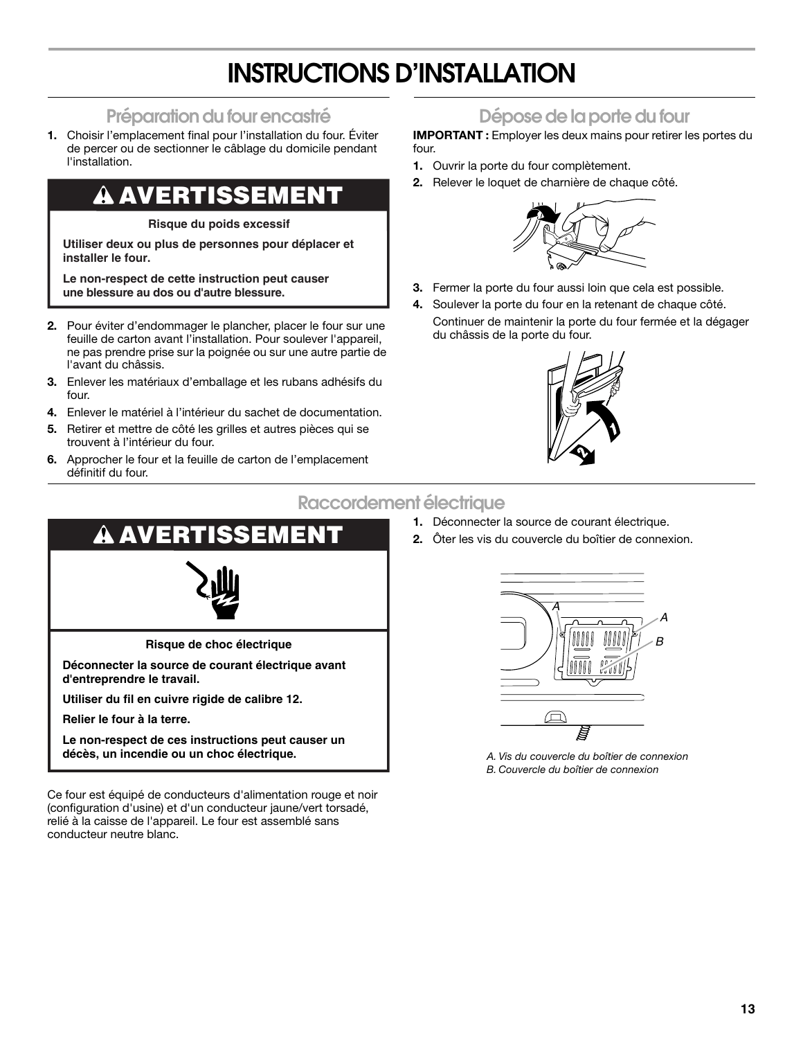# INSTRUCTIONS D'INSTALLATION

## Préparation du four encastré

1. Choisir l'emplacement final pour l'installation du four. Éviter de percer ou de sectionner le câblage du domicile pendant l'installation.

**⚠ AVERTISSEMENT**

**Risque du poids excessif**

**Utiliser deux ou plus de personnes pour déplacer et installer le four.**

**Le non-respect de cette instruction peut causer une blessure au dos ou d'autre blessure.**

2. Pour éviter d'endommager le plancher, placer le four sur une feuille de carton avant l'installation. Pour soulever l'appareil, ne pas prendre prise sur la poignée ou sur une autre partie de l'avant du châssis.
3. Enlever les matériaux d'emballage et les rubans adhésifs du four.
4. Enlever le matériel à l'intérieur du sachet de documentation.
5. Retirer et mettre de côté les grilles et autres pièces qui se trouvent à l'intérieur du four.
6. Approcher le four et la feuille de carton de l'emplacement définitif du four.

## Dépose de la porte du four

**IMPORTANT :** Employer les deux mains pour retirer les portes du four.

1. Ouvrir la porte du four complètement.
2. Relever le loquet de charnière de chaque côté.
3. Fermer la porte du four aussi loin que cela est possible.
4. Soulever la porte du four en la retenant de chaque côté.

   Continuer de maintenir la porte du four fermée et la dégager du châssis de la porte du four.

## Raccordement électrique

**⚠ AVERTISSEMENT**

**Risque de choc électrique**

**Déconnecter la source de courant électrique avant d'entreprendre le travail.**

**Utiliser du fil en cuivre rigide de calibre 12.**

**Relier le four à la terre.**

**Le non-respect de ces instructions peut causer un décès, un incendie ou un choc électrique.**

Ce four est équipé de conducteurs d'alimentation rouge et noir (configuration d'usine) et d'un conducteur jaune/vert torsadé, relié à la caisse de l'appareil. Le four est assemblé sans conducteur neutre blanc.

1. Déconnecter la source de courant électrique.
2. Ôter les vis du couvercle du boîtier de connexion.

*A. Vis du couvercle du boîtier de connexion*
*B. Couvercle du boîtier de connexion*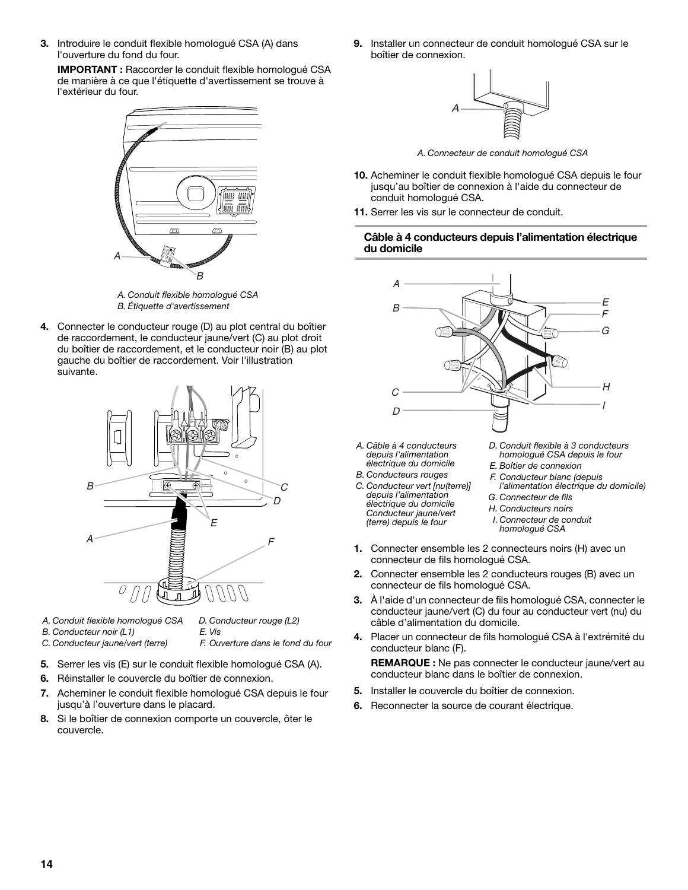3. Introduire le conduit flexible homologué CSA (A) dans l'ouverture du fond du four.

   **IMPORTANT :** Raccorder le conduit flexible homologué CSA de manière à ce que l'étiquette d'avertissement se trouve à l'extérieur du four.

   *A. Conduit flexible homologué CSA*
   *B. Étiquette d'avertissement*

4. Connecter le conducteur rouge (D) au plot central du boîtier de raccordement, le conducteur jaune/vert (C) au plot droit du boîtier de raccordement, et le conducteur noir (B) au plot gauche du boîtier de raccordement. Voir l'illustration suivante.

   *A. Conduit flexible homologué CSA*
   *B. Conducteur noir (L1)*
   *C. Conducteur jaune/vert (terre)*
   *D. Conducteur rouge (L2)*
   *E. Vis*
   *F. Ouverture dans le fond du four*

5. Serrer les vis (E) sur le conduit flexible homologué CSA (A).
6. Réinstaller le couvercle du boîtier de connexion.
7. Acheminer le conduit flexible homologué CSA depuis le four jusqu'à l'ouverture dans le placard.
8. Si le boîtier de connexion comporte un couvercle, ôter le couvercle.
9. Installer un connecteur de conduit homologué CSA sur le boîtier de connexion.

   *A. Connecteur de conduit homologué CSA*

10. Acheminer le conduit flexible homologué CSA depuis le four jusqu'au boîtier de connexion à l'aide du connecteur de conduit homologué CSA.
11. Serrer les vis sur le connecteur de conduit.

### Câble à 4 conducteurs depuis l'alimentation électrique du domicile

*A. Câble à 4 conducteurs depuis l'alimentation électrique du domicile*
*B. Conducteurs rouges*
*C. Conducteur vert [nu(terre)] depuis l'alimentation électrique du domicile Conducteur jaune/vert (terre) depuis le four*
*D. Conduit flexible à 3 conducteurs homologué CSA depuis le four*
*E. Boîtier de connexion*
*F. Conducteur blanc (depuis l'alimentation électrique du domicile)*
*G. Connecteur de fils*
*H. Conducteurs noirs*
*I. Connecteur de conduit homologué CSA*

1. Connecter ensemble les 2 connecteurs noirs (H) avec un connecteur de fils homologué CSA.
2. Connecter ensemble les 2 conducteurs rouges (B) avec un connecteur de fils homologué CSA.
3. À l'aide d'un connecteur de fils homologué CSA, connecter le conducteur jaune/vert (C) du four au conducteur vert (nu) du câble d'alimentation du domicile.
4. Placer un connecteur de fils homologué CSA à l'extrémité du conducteur blanc (F).

   **REMARQUE :** Ne pas connecter le conducteur jaune/vert au conducteur blanc dans le boîtier de connexion.

5. Installer le couvercle du boîtier de connexion.
6. Reconnecter la source de courant électrique.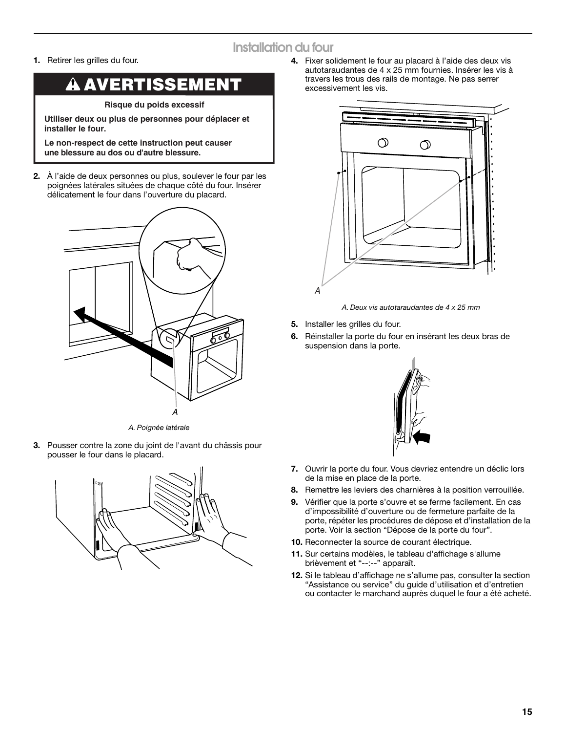## Installation du four

1. Retirer les grilles du four.

**⚠ AVERTISSEMENT**

**Risque du poids excessif**

**Utiliser deux ou plus de personnes pour déplacer et installer le four.**

**Le non-respect de cette instruction peut causer une blessure au dos ou d'autre blessure.**

2. À l'aide de deux personnes ou plus, soulever le four par les poignées latérales situées de chaque côté du four. Insérer délicatement le four dans l'ouverture du placard.

*A. Poignée latérale*

3. Pousser contre la zone du joint de l'avant du châssis pour pousser le four dans le placard.

4. Fixer solidement le four au placard à l'aide des deux vis autotaraudantes de 4 x 25 mm fournies. Insérer les vis à travers les trous des rails de montage. Ne pas serrer excessivement les vis.

*A. Deux vis autotaraudantes de 4 x 25 mm*

5. Installer les grilles du four.
6. Réinstaller la porte du four en insérant les deux bras de suspension dans la porte.
7. Ouvrir la porte du four. Vous devriez entendre un déclic lors de la mise en place de la porte.
8. Remettre les leviers des charnières à la position verrouillée.
9. Vérifier que la porte s'ouvre et se ferme facilement. En cas d'impossibilité d'ouverture ou de fermeture parfaite de la porte, répéter les procédures de dépose et d'installation de la porte. Voir la section "Dépose de la porte du four".
10. Reconnecter la source de courant électrique.
11. Sur certains modèles, le tableau d'affichage s'allume brièvement et "--:--" apparaît.
12. Si le tableau d'affichage ne s'allume pas, consulter la section "Assistance ou service" du guide d'utilisation et d'entretien ou contacter le marchand auprès duquel le four a été acheté.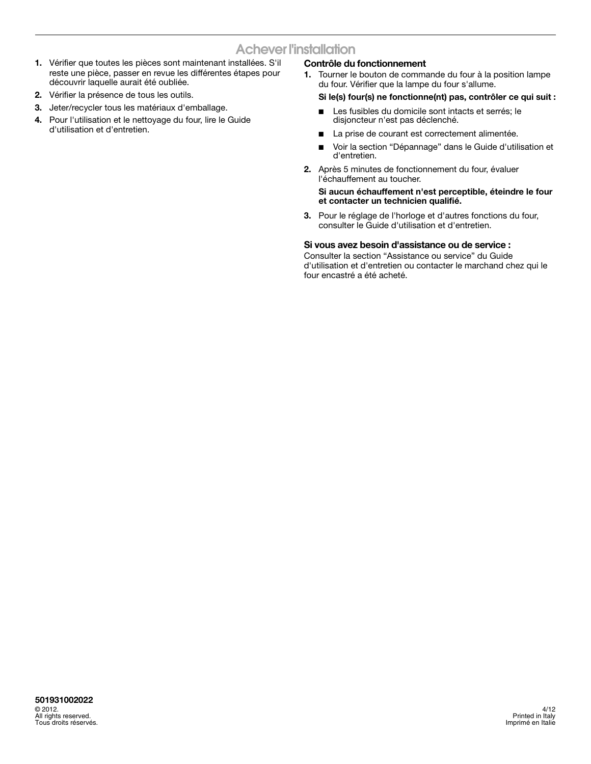## Achever l'installation

1. Vérifier que toutes les pièces sont maintenant installées. S'il reste une pièce, passer en revue les différentes étapes pour découvrir laquelle aurait été oubliée.
2. Vérifier la présence de tous les outils.
3. Jeter/recycler tous les matériaux d'emballage.
4. Pour l'utilisation et le nettoyage du four, lire le Guide d'utilisation et d'entretien.

### Contrôle du fonctionnement

1. Tourner le bouton de commande du four à la position lampe du four. Vérifier que la lampe du four s'allume.

   **Si le(s) four(s) ne fonctionne(nt) pas, contrôler ce qui suit :**

   - Les fusibles du domicile sont intacts et serrés; le disjoncteur n'est pas déclenché.
   - La prise de courant est correctement alimentée.
   - Voir la section “Dépannage” dans le Guide d'utilisation et d'entretien.

2. Après 5 minutes de fonctionnement du four, évaluer l'échauffement au toucher.

   **Si aucun échauffement n'est perceptible, éteindre le four et contacter un technicien qualifié.**

3. Pour le réglage de l'horloge et d'autres fonctions du four, consulter le Guide d'utilisation et d'entretien.

### Si vous avez besoin d'assistance ou de service :

Consulter la section “Assistance ou service” du Guide d'utilisation et d'entretien ou contacter le marchand chez qui le four encastré a été acheté.

**501931002022**
© 2012.
All rights reserved.
Tous droits réservés.

4/12
Printed in Italy
Imprimé en Italie